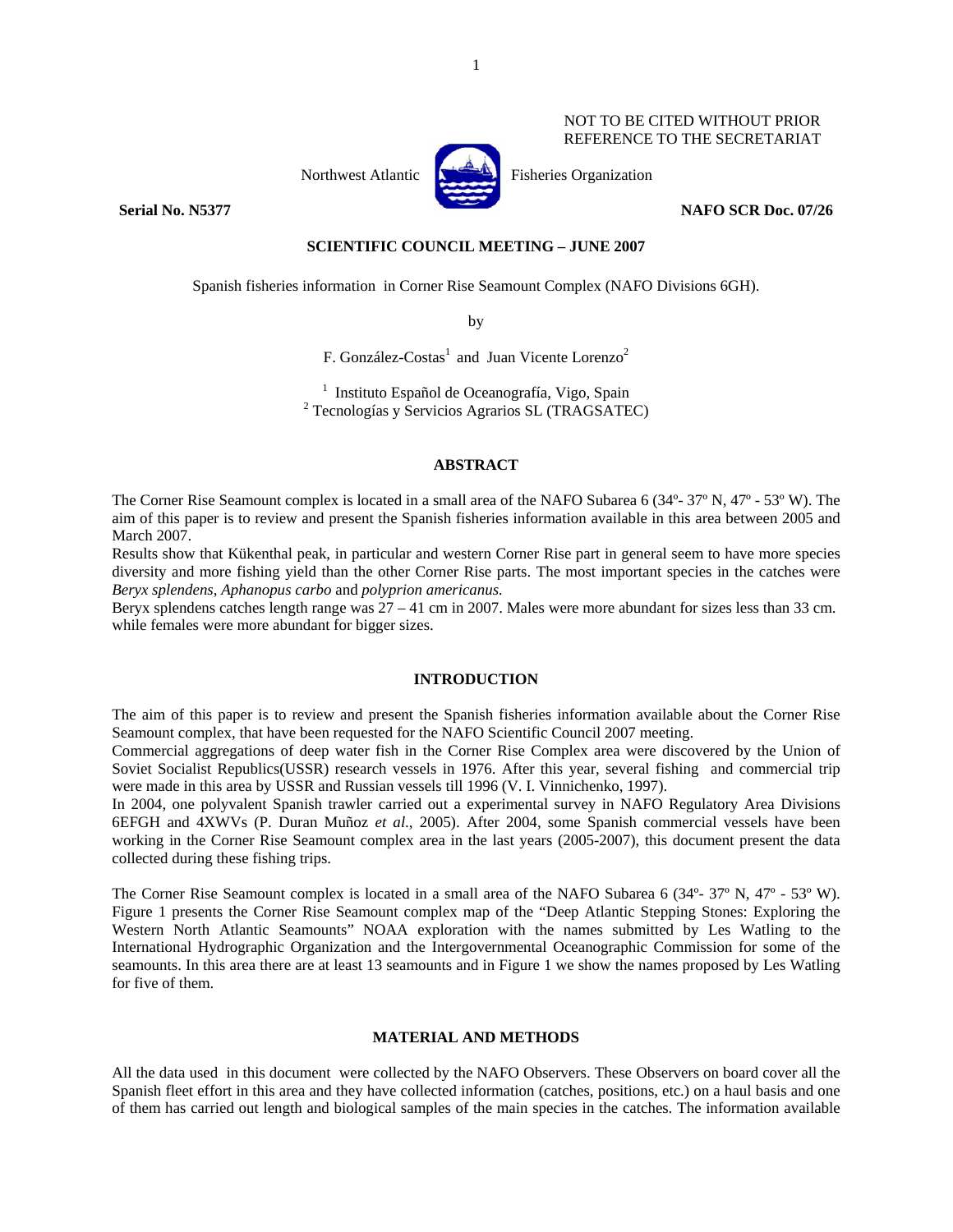NOT TO BE CITED WITHOUT PRIOR
REFERENCE TO THE SECRETARIAT

Northwest Atlantic Fisheries Organization

**Serial No. N5377** **NAFO SCR Doc. 07/26**

**SCIENTIFIC COUNCIL MEETING – JUNE 2007**

Spanish fisheries information in Corner Rise Seamount Complex (NAFO Divisions 6GH).

by

F. González-Costas[1] and Juan Vicente Lorenzo[2]

[1] Instituto Español de Oceanografía, Vigo, Spain
[2] Tecnologías y Servicios Agrarios SL (TRAGSATEC)

## ABSTRACT

The Corner Rise Seamount complex is located in a small area of the NAFO Subarea 6 (34º- 37º N, 47º - 53º W). The aim of this paper is to review and present the Spanish fisheries information available in this area between 2005 and March 2007.

Results show that Kükenthal peak, in particular and western Corner Rise part in general seem to have more species diversity and more fishing yield than the other Corner Rise parts. The most important species in the catches were *Beryx splendens, Aphanopus carbo* and *polyprion americanus.*

Beryx splendens catches length range was 27 – 41 cm in 2007. Males were more abundant for sizes less than 33 cm. while females were more abundant for bigger sizes.

## INTRODUCTION

The aim of this paper is to review and present the Spanish fisheries information available about the Corner Rise Seamount complex, that have been requested for the NAFO Scientific Council 2007 meeting.

Commercial aggregations of deep water fish in the Corner Rise Complex area were discovered by the Union of Soviet Socialist Republics(USSR) research vessels in 1976. After this year, several fishing and commercial trip were made in this area by USSR and Russian vessels till 1996 (V. I. Vinnichenko, 1997).

In 2004, one polyvalent Spanish trawler carried out a experimental survey in NAFO Regulatory Area Divisions 6EFGH and 4XWVs (P. Duran Muñoz *et al*., 2005). After 2004, some Spanish commercial vessels have been working in the Corner Rise Seamount complex area in the last years (2005-2007), this document present the data collected during these fishing trips.

The Corner Rise Seamount complex is located in a small area of the NAFO Subarea 6 (34º- 37º N, 47º - 53º W). Figure 1 presents the Corner Rise Seamount complex map of the "Deep Atlantic Stepping Stones: Exploring the Western North Atlantic Seamounts" NOAA exploration with the names submitted by Les Watling to the International Hydrographic Organization and the Intergovernmental Oceanographic Commission for some of the seamounts. In this area there are at least 13 seamounts and in Figure 1 we show the names proposed by Les Watling for five of them.

## MATERIAL AND METHODS

All the data used in this document were collected by the NAFO Observers. These Observers on board cover all the Spanish fleet effort in this area and they have collected information (catches, positions, etc.) on a haul basis and one of them has carried out length and biological samples of the main species in the catches. The information available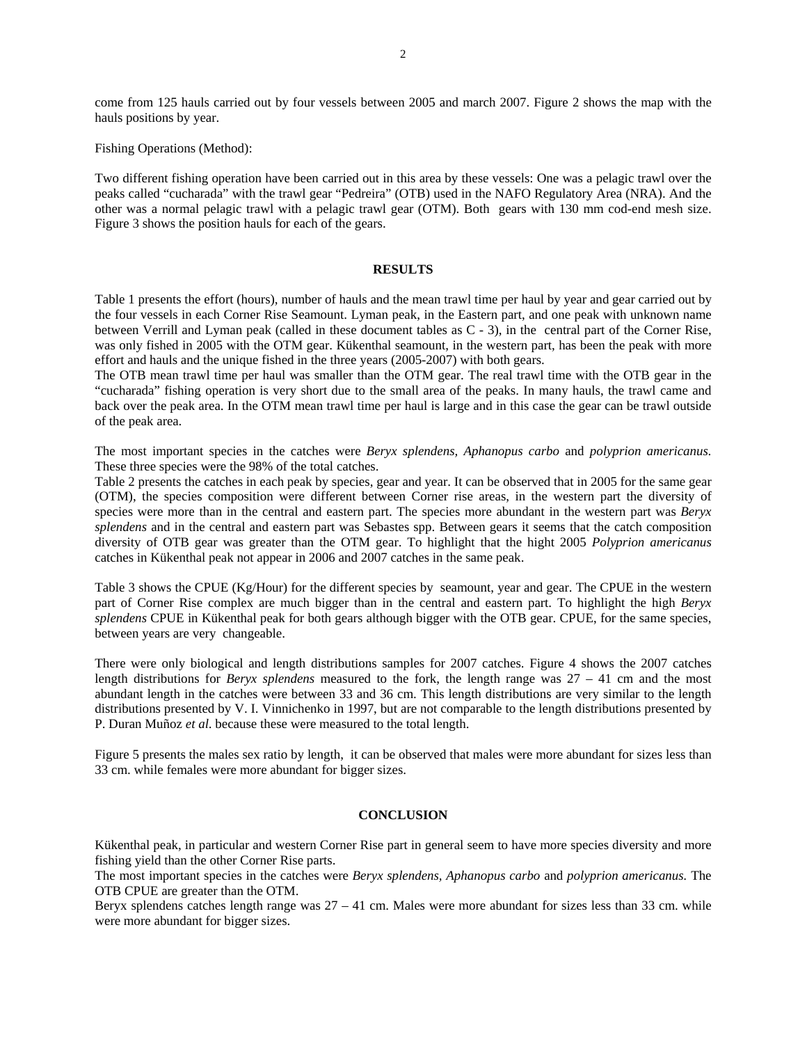come from 125 hauls carried out by four vessels between 2005 and march 2007. Figure 2 shows the map with the hauls positions by year.

Fishing Operations (Method):

Two different fishing operation have been carried out in this area by these vessels: One was a pelagic trawl over the peaks called "cucharada" with the trawl gear "Pedreira" (OTB) used in the NAFO Regulatory Area (NRA). And the other was a normal pelagic trawl with a pelagic trawl gear (OTM). Both gears with 130 mm cod-end mesh size. Figure 3 shows the position hauls for each of the gears.

## RESULTS

Table 1 presents the effort (hours), number of hauls and the mean trawl time per haul by year and gear carried out by the four vessels in each Corner Rise Seamount. Lyman peak, in the Eastern part, and one peak with unknown name between Verrill and Lyman peak (called in these document tables as C - 3), in the central part of the Corner Rise, was only fished in 2005 with the OTM gear. Kükenthal seamount, in the western part, has been the peak with more effort and hauls and the unique fished in the three years (2005-2007) with both gears.
The OTB mean trawl time per haul was smaller than the OTM gear. The real trawl time with the OTB gear in the "cucharada" fishing operation is very short due to the small area of the peaks. In many hauls, the trawl came and back over the peak area. In the OTM mean trawl time per haul is large and in this case the gear can be trawl outside of the peak area.

The most important species in the catches were *Beryx splendens, Aphanopus carbo* and *polyprion americanus.* These three species were the 98% of the total catches.
Table 2 presents the catches in each peak by species, gear and year. It can be observed that in 2005 for the same gear (OTM), the species composition were different between Corner rise areas, in the western part the diversity of species were more than in the central and eastern part. The species more abundant in the western part was *Beryx splendens* and in the central and eastern part was Sebastes spp. Between gears it seems that the catch composition diversity of OTB gear was greater than the OTM gear. To highlight that the hight 2005 *Polyprion americanus* catches in Kükenthal peak not appear in 2006 and 2007 catches in the same peak.

Table 3 shows the CPUE (Kg/Hour) for the different species by seamount, year and gear. The CPUE in the western part of Corner Rise complex are much bigger than in the central and eastern part. To highlight the high *Beryx splendens* CPUE in Kükenthal peak for both gears although bigger with the OTB gear. CPUE, for the same species, between years are very changeable.

There were only biological and length distributions samples for 2007 catches. Figure 4 shows the 2007 catches length distributions for *Beryx splendens* measured to the fork, the length range was 27 – 41 cm and the most abundant length in the catches were between 33 and 36 cm. This length distributions are very similar to the length distributions presented by V. I. Vinnichenko in 1997, but are not comparable to the length distributions presented by P. Duran Muñoz *et al*. because these were measured to the total length.

Figure 5 presents the males sex ratio by length, it can be observed that males were more abundant for sizes less than 33 cm. while females were more abundant for bigger sizes.

## CONCLUSION

Kükenthal peak, in particular and western Corner Rise part in general seem to have more species diversity and more fishing yield than the other Corner Rise parts.
The most important species in the catches were *Beryx splendens, Aphanopus carbo* and *polyprion americanus.* The OTB CPUE are greater than the OTM.
Beryx splendens catches length range was 27 – 41 cm. Males were more abundant for sizes less than 33 cm. while were more abundant for bigger sizes.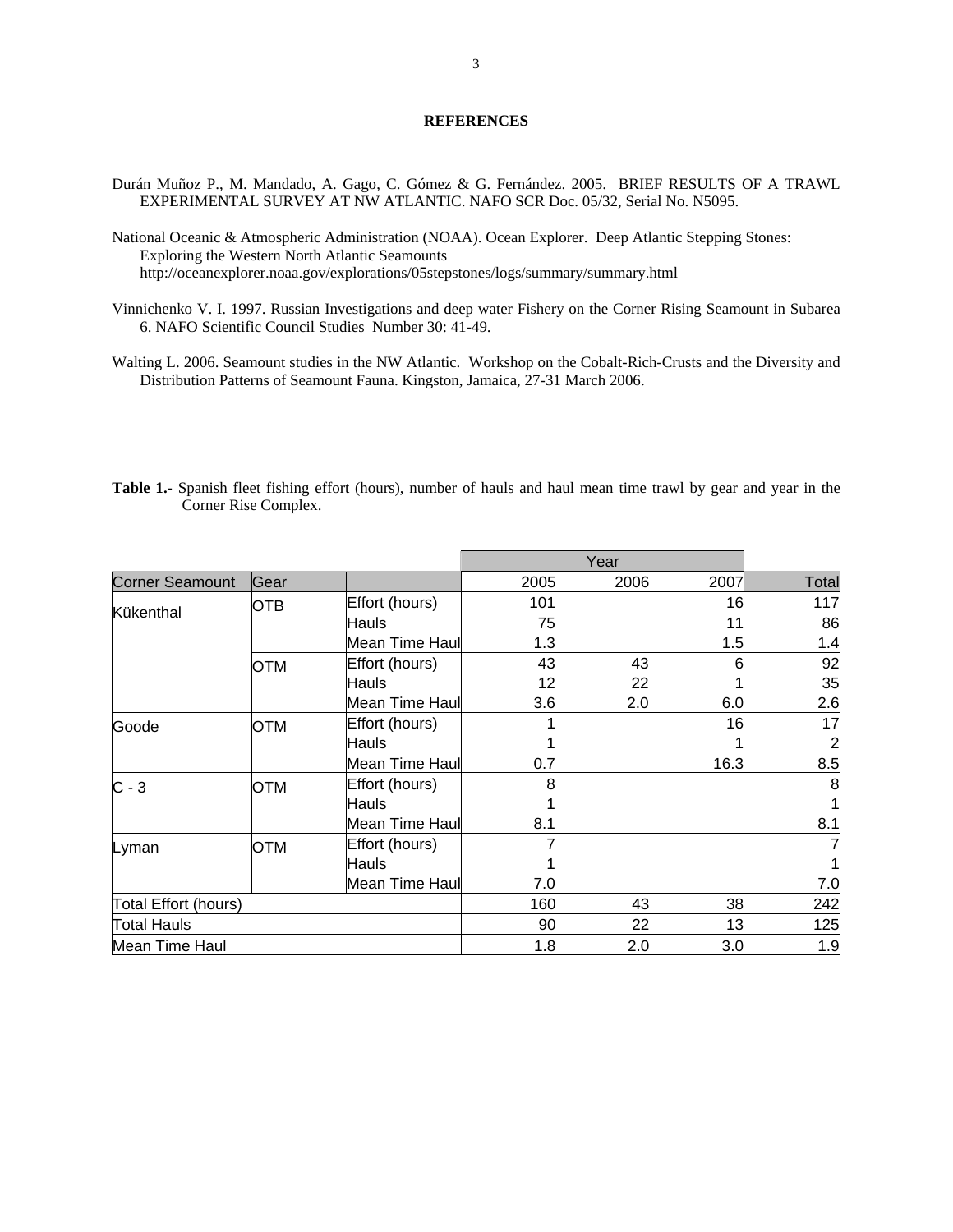## REFERENCES

Durán Muñoz P., M. Mandado, A. Gago, C. Gómez & G. Fernández. 2005. BRIEF RESULTS OF A TRAWL EXPERIMENTAL SURVEY AT NW ATLANTIC. NAFO SCR Doc. 05/32, Serial No. N5095.

National Oceanic & Atmospheric Administration (NOAA). Ocean Explorer. Deep Atlantic Stepping Stones: Exploring the Western North Atlantic Seamounts http://oceanexplorer.noaa.gov/explorations/05stepstones/logs/summary/summary.html

Vinnichenko V. I. 1997. Russian Investigations and deep water Fishery on the Corner Rising Seamount in Subarea 6. NAFO Scientific Council Studies Number 30: 41-49.

Walting L. 2006. Seamount studies in the NW Atlantic. Workshop on the Cobalt-Rich-Crusts and the Diversity and Distribution Patterns of Seamount Fauna. Kingston, Jamaica, 27-31 March 2006.

**Table 1.-** Spanish fleet fishing effort (hours), number of hauls and haul mean time trawl by gear and year in the Corner Rise Complex.

| | | | Year | | | |
|---|---|---|---|---|---|---|
| Corner Seamount | Gear | | 2005 | 2006 | 2007 | Total |
| Kükenthal | OTB | Effort (hours) | 101 | | 16 | 117 |
| | | Hauls | 75 | | 11 | 86 |
| | | Mean Time Haul | 1.3 | | 1.5 | 1.4 |
| | OTM | Effort (hours) | 43 | 43 | 6 | 92 |
| | | Hauls | 12 | 22 | 1 | 35 |
| | | Mean Time Haul | 3.6 | 2.0 | 6.0 | 2.6 |
| Goode | OTM | Effort (hours) | 1 | | 16 | 17 |
| | | Hauls | 1 | | 1 | 2 |
| | | Mean Time Haul | 0.7 | | 16.3 | 8.5 |
| C - 3 | OTM | Effort (hours) | 8 | | | 8 |
| | | Hauls | 1 | | | 1 |
| | | Mean Time Haul | 8.1 | | | 8.1 |
| Lyman | OTM | Effort (hours) | 7 | | | 7 |
| | | Hauls | 1 | | | 1 |
| | | Mean Time Haul | 7.0 | | | 7.0 |
| Total Effort (hours) | | | 160 | 43 | 38 | 242 |
| Total Hauls | | | 90 | 22 | 13 | 125 |
| Mean Time Haul | | | 1.8 | 2.0 | 3.0 | 1.9 |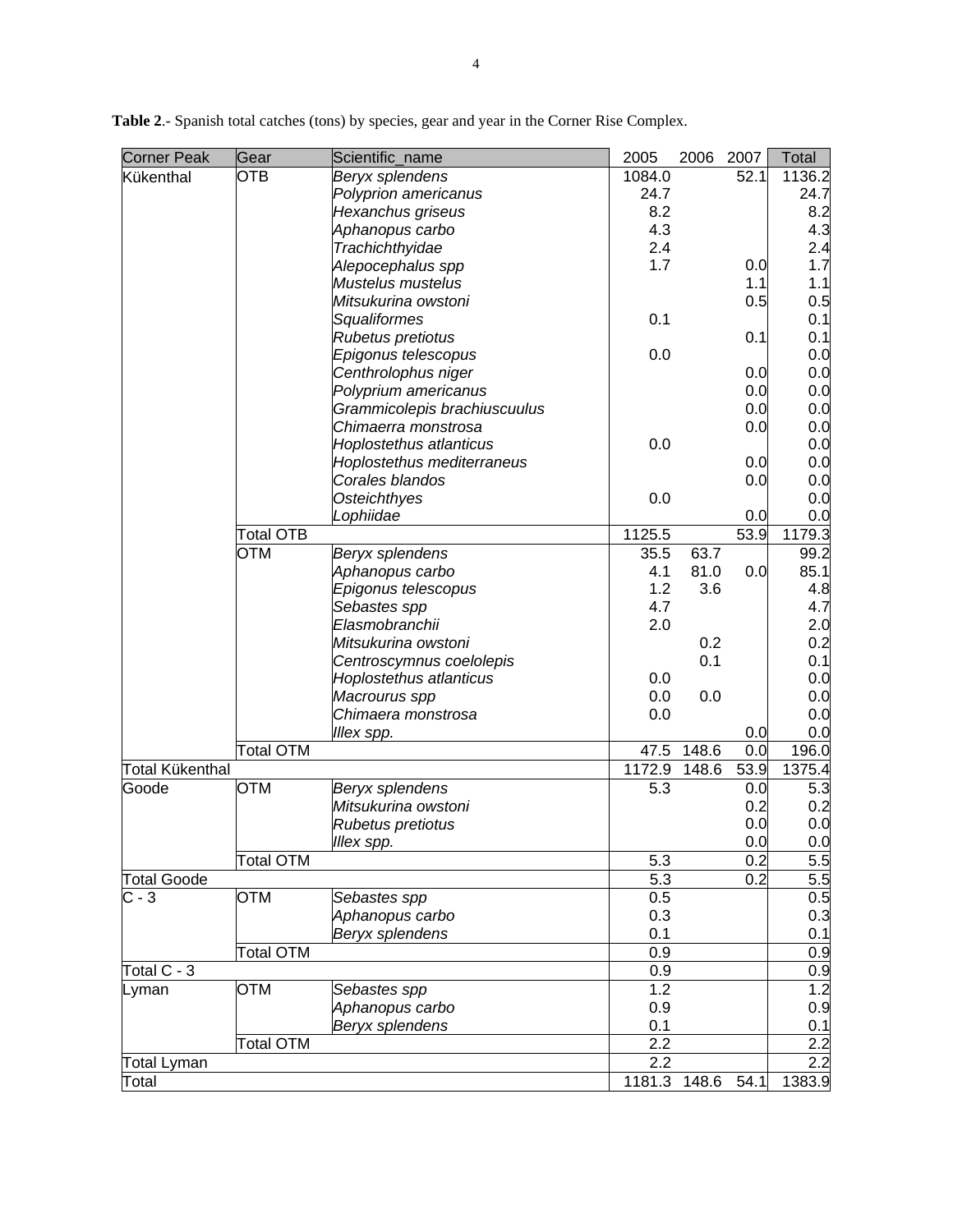**Table 2**.- Spanish total catches (tons) by species, gear and year in the Corner Rise Complex.

| Corner Peak | Gear | Scientific_name | 2005 | 2006 | 2007 | Total |
|---|---|---|---|---|---|---|
| Kükenthal | OTB | *Beryx splendens* | 1084.0 | | 52.1 | 1136.2 |
| | | *Polyprion americanus* | 24.7 | | | 24.7 |
| | | *Hexanchus griseus* | 8.2 | | | 8.2 |
| | | *Aphanopus carbo* | 4.3 | | | 4.3 |
| | | *Trachichthyidae* | 2.4 | | | 2.4 |
| | | *Alepocephalus spp* | 1.7 | | 0.0 | 1.7 |
| | | *Mustelus mustelus* | | | 1.1 | 1.1 |
| | | *Mitsukurina owstoni* | | | 0.5 | 0.5 |
| | | *Squaliformes* | 0.1 | | | 0.1 |
| | | *Rubetus pretiotus* | | | 0.1 | 0.1 |
| | | *Epigonus telescopus* | 0.0 | | | 0.0 |
| | | *Centhrolophus niger* | | | 0.0 | 0.0 |
| | | *Polyprium americanus* | | | 0.0 | 0.0 |
| | | *Grammicolepis brachiuscuulus* | | | 0.0 | 0.0 |
| | | *Chimaerra monstrosa* | | | 0.0 | 0.0 |
| | | *Hoplostethus atlanticus* | 0.0 | | | 0.0 |
| | | *Hoplostethus mediterraneus* | | | 0.0 | 0.0 |
| | | *Corales blandos* | | | 0.0 | 0.0 |
| | | *Osteichthyes* | 0.0 | | | 0.0 |
| | | *Lophiidae* | | | 0.0 | 0.0 |
| | Total OTB | | 1125.5 | | 53.9 | 1179.3 |
| | OTM | *Beryx splendens* | 35.5 | 63.7 | | 99.2 |
| | | *Aphanopus carbo* | 4.1 | 81.0 | 0.0 | 85.1 |
| | | *Epigonus telescopus* | 1.2 | 3.6 | | 4.8 |
| | | *Sebastes spp* | 4.7 | | | 4.7 |
| | | *Elasmobranchii* | 2.0 | | | 2.0 |
| | | *Mitsukurina owstoni* | | 0.2 | | 0.2 |
| | | *Centroscymnus coelolepis* | | 0.1 | | 0.1 |
| | | *Hoplostethus atlanticus* | 0.0 | | | 0.0 |
| | | *Macrourus spp* | 0.0 | 0.0 | | 0.0 |
| | | *Chimaera monstrosa* | 0.0 | | | 0.0 |
| | | *Illex spp.* | | | 0.0 | 0.0 |
| | Total OTM | | 47.5 | 148.6 | 0.0 | 196.0 |
| Total Kükenthal | | | 1172.9 | 148.6 | 53.9 | 1375.4 |
| Goode | OTM | *Beryx splendens* | 5.3 | | 0.0 | 5.3 |
| | | *Mitsukurina owstoni* | | | 0.2 | 0.2 |
| | | *Rubetus pretiotus* | | | 0.0 | 0.0 |
| | | *Illex spp.* | | | 0.0 | 0.0 |
| | Total OTM | | 5.3 | | 0.2 | 5.5 |
| Total Goode | | | 5.3 | | 0.2 | 5.5 |
| C - 3 | OTM | *Sebastes spp* | 0.5 | | | 0.5 |
| | | *Aphanopus carbo* | 0.3 | | | 0.3 |
| | | *Beryx splendens* | 0.1 | | | 0.1 |
| | Total OTM | | 0.9 | | | 0.9 |
| Total C - 3 | | | 0.9 | | | 0.9 |
| Lyman | OTM | *Sebastes spp* | 1.2 | | | 1.2 |
| | | *Aphanopus carbo* | 0.9 | | | 0.9 |
| | | *Beryx splendens* | 0.1 | | | 0.1 |
| | Total OTM | | 2.2 | | | 2.2 |
| Total Lyman | | | 2.2 | | | 2.2 |
| Total | | | 1181.3 | 148.6 | 54.1 | 1383.9 |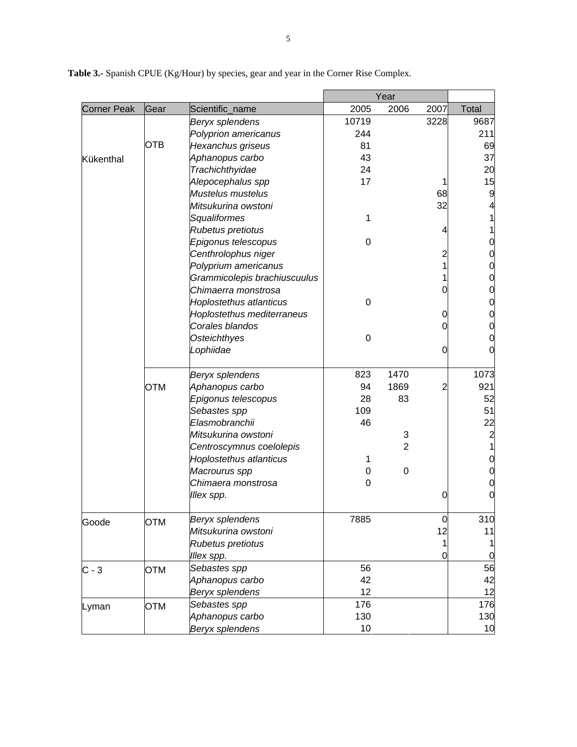**Table 3.-** Spanish CPUE (Kg/Hour) by species, gear and year in the Corner Rise Complex.

| Corner Peak | Gear | Scientific_name | Year 2005 | Year 2006 | Year 2007 | Total |
|---|---|---|---|---|---|---|
| Kükenthal | OTB | *Beryx splendens* | 10719 | | 3228 | 9687 |
| | | *Polyprion americanus* | 244 | | | 211 |
| | | *Hexanchus griseus* | 81 | | | 69 |
| | | *Aphanopus carbo* | 43 | | | 37 |
| | | *Trachichthyidae* | 24 | | | 20 |
| | | *Alepocephalus spp* | 17 | | 1 | 15 |
| | | *Mustelus mustelus* | | | 68 | 9 |
| | | *Mitsukurina owstoni* | | | 32 | 4 |
| | | *Squaliformes* | 1 | | | 1 |
| | | *Rubetus pretiotus* | | | 4 | 1 |
| | | *Epigonus telescopus* | 0 | | | 0 |
| | | *Centhrolophus niger* | | | 2 | 0 |
| | | *Polyprium americanus* | | | 1 | 0 |
| | | *Grammicolepis brachiuscuulus* | | | 1 | 0 |
| | | *Chimaerra monstrosa* | | | 0 | 0 |
| | | *Hoplostethus atlanticus* | 0 | | | 0 |
| | | *Hoplostethus mediterraneus* | | | 0 | 0 |
| | | *Corales blandos* | | | 0 | 0 |
| | | *Osteichthyes* | 0 | | | 0 |
| | | *Lophiidae* | | | 0 | 0 |
| | OTM | *Beryx splendens* | 823 | 1470 | | 1073 |
| | | *Aphanopus carbo* | 94 | 1869 | 2 | 921 |
| | | *Epigonus telescopus* | 28 | 83 | | 52 |
| | | *Sebastes spp* | 109 | | | 51 |
| | | *Elasmobranchii* | 46 | | | 22 |
| | | *Mitsukurina owstoni* | | 3 | | 2 |
| | | *Centroscymnus coelolepis* | | 2 | | 1 |
| | | *Hoplostethus atlanticus* | 1 | | | 0 |
| | | *Macrourus spp* | 0 | 0 | | 0 |
| | | *Chimaera monstrosa* | 0 | | | 0 |
| | | *Illex spp.* | | | 0 | 0 |
| Goode | OTM | *Beryx splendens* | 7885 | | 0 | 310 |
| | | *Mitsukurina owstoni* | | | 12 | 11 |
| | | *Rubetus pretiotus* | | | 1 | 1 |
| | | *Illex spp.* | | | 0 | 0 |
| C - 3 | OTM | *Sebastes spp* | 56 | | | 56 |
| | | *Aphanopus carbo* | 42 | | | 42 |
| | | *Beryx splendens* | 12 | | | 12 |
| Lyman | OTM | *Sebastes spp* | 176 | | | 176 |
| | | *Aphanopus carbo* | 130 | | | 130 |
| | | *Beryx splendens* | 10 | | | 10 |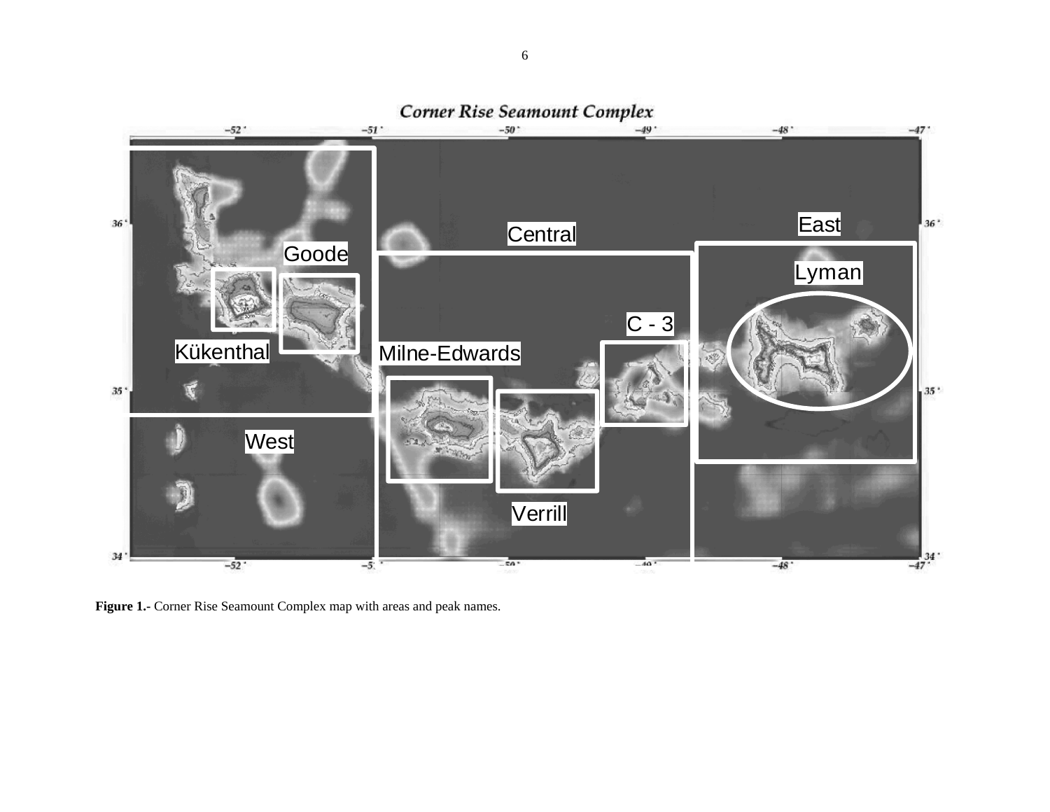**Figure 1.-** Corner Rise Seamount Complex map with areas and peak names.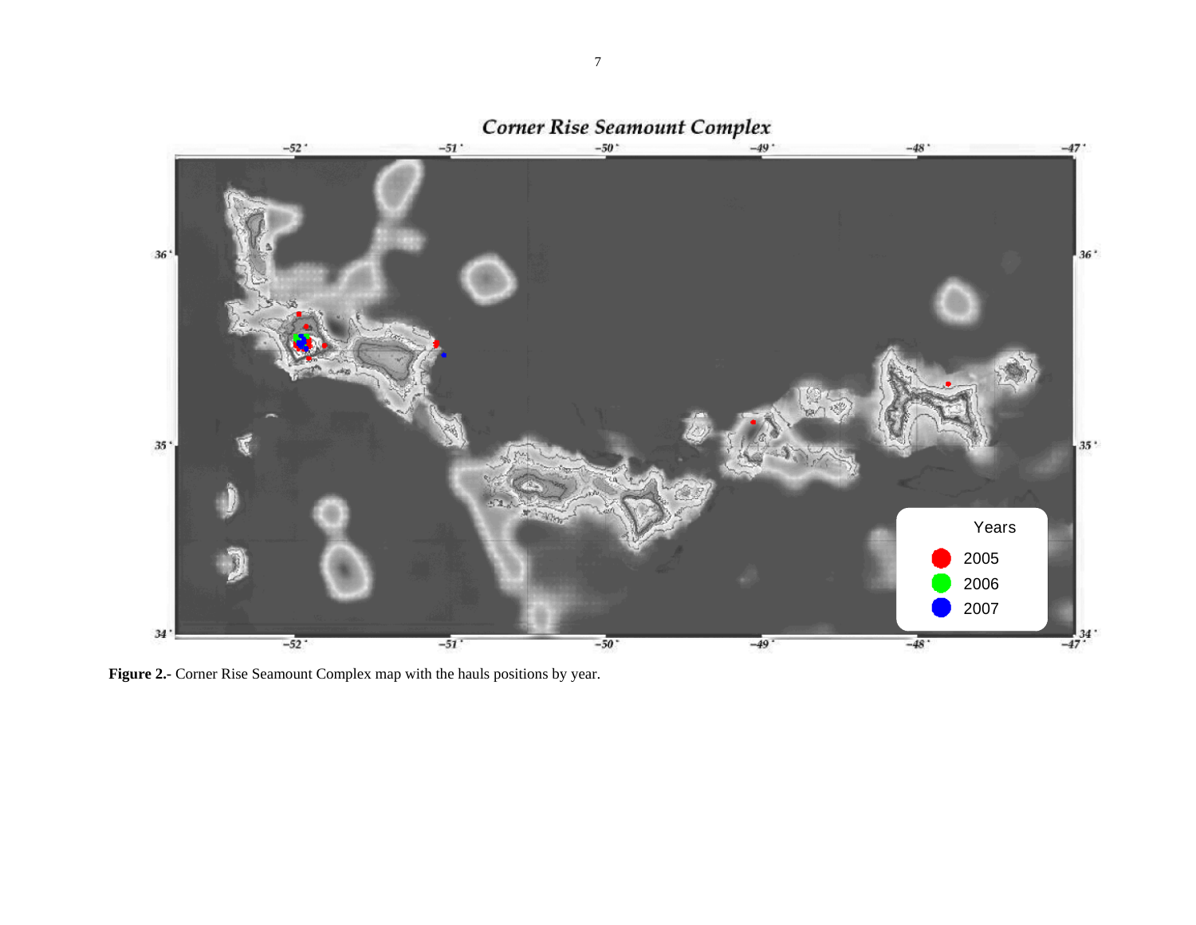**Figure 2.-** Corner Rise Seamount Complex map with the hauls positions by year.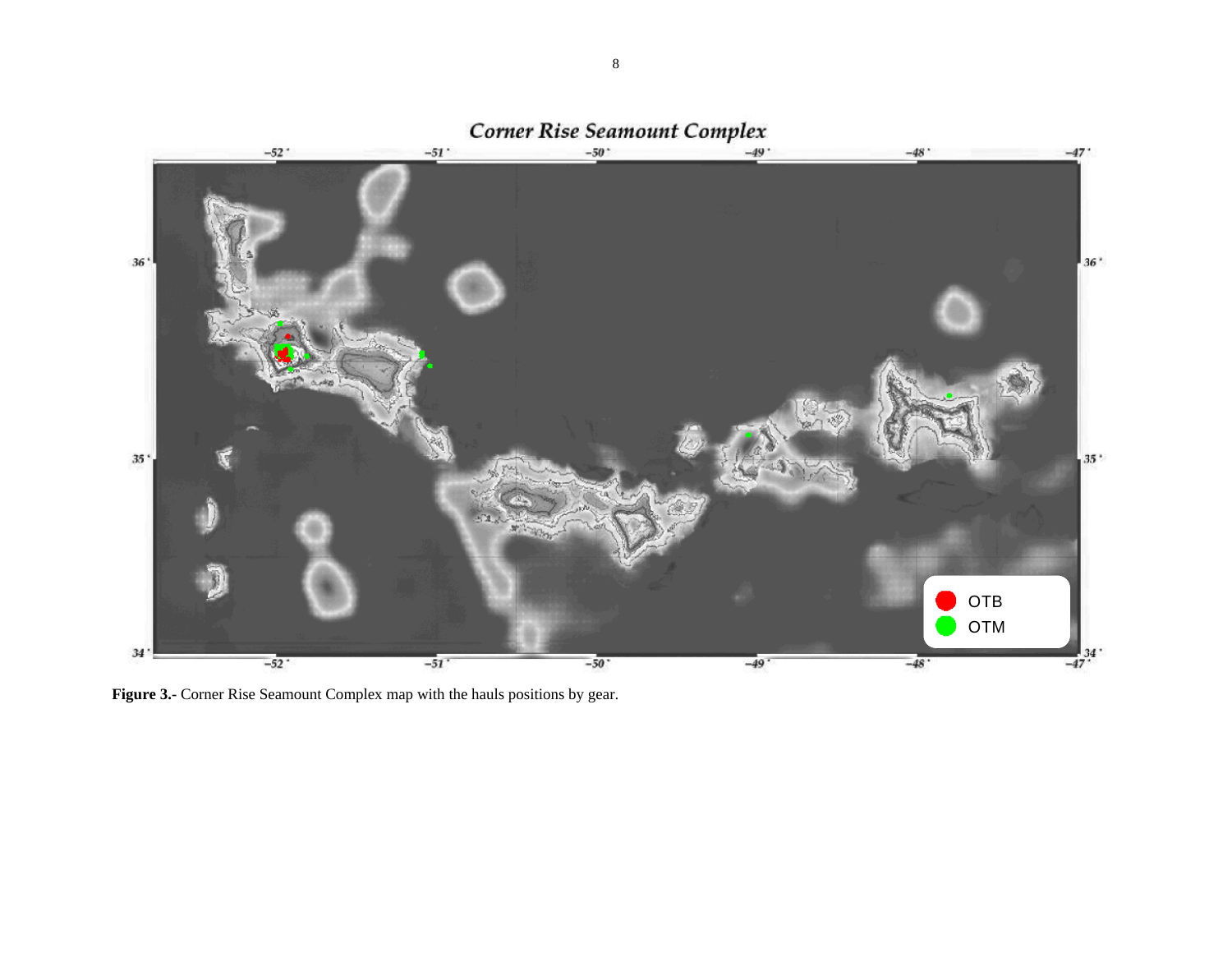**Figure 3.-** Corner Rise Seamount Complex map with the hauls positions by gear.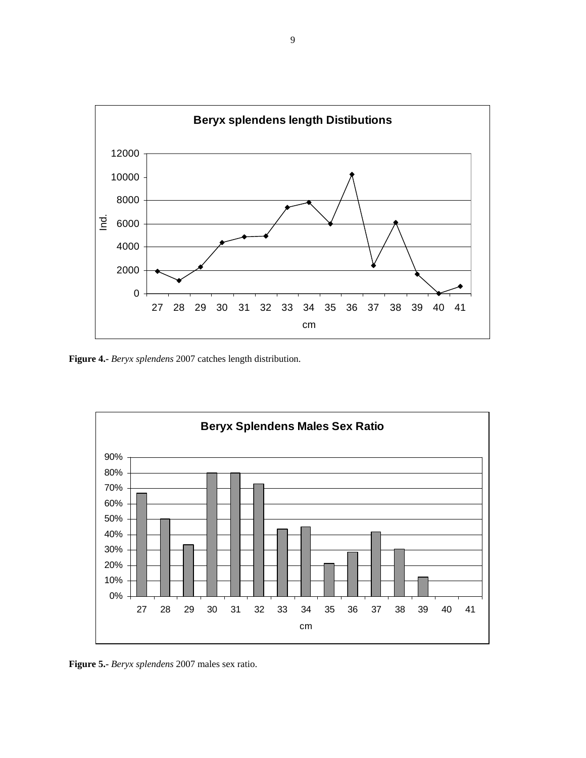Beryx splendens length Distibutions

12000
10000
8000
6000
4000
2000
0

Ind.

27 28 29 30 31 32 33 34 35 36 37 38 39 40 41

cm

**Figure 4.-** *Beryx splendens* 2007 catches length distribution.

Beryx Splendens Males Sex Ratio

90%
80%
70%
60%
50%
40%
30%
20%
10%
0%

27 28 29 30 31 32 33 34 35 36 37 38 39 40 41

cm

**Figure 5.-** *Beryx splendens* 2007 males sex ratio.